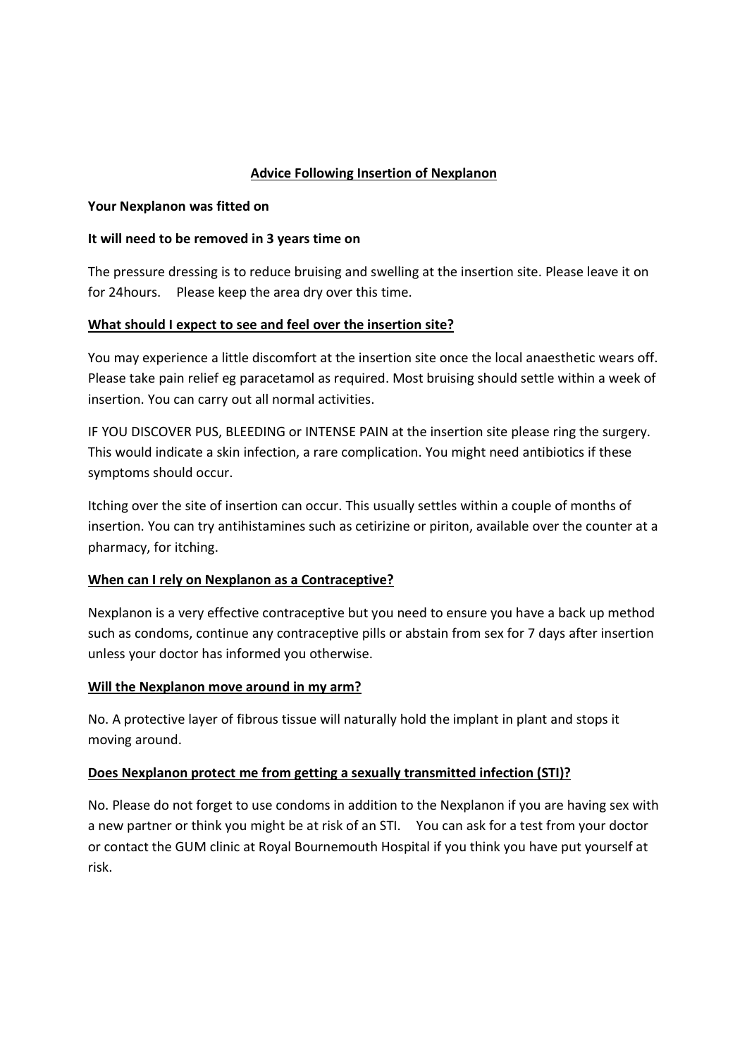## Advice Following Insertion of Nexplanon

**Your Nexplanon was fitted on**

**It will need to be removed in 3 years time on**

The pressure dressing is to reduce bruising and swelling at the insertion site. Please leave it on for 24hours. Please keep the area dry over this time.

### What should I expect to see and feel over the insertion site?

You may experience a little discomfort at the insertion site once the local anaesthetic wears off. Please take pain relief eg paracetamol as required. Most bruising should settle within a week of insertion. You can carry out all normal activities.

IF YOU DISCOVER PUS, BLEEDING or INTENSE PAIN at the insertion site please ring the surgery. This would indicate a skin infection, a rare complication. You might need antibiotics if these symptoms should occur.

Itching over the site of insertion can occur. This usually settles within a couple of months of insertion. You can try antihistamines such as cetirizine or piriton, available over the counter at a pharmacy, for itching.

### When can I rely on Nexplanon as a Contraceptive?

Nexplanon is a very effective contraceptive but you need to ensure you have a back up method such as condoms, continue any contraceptive pills or abstain from sex for 7 days after insertion unless your doctor has informed you otherwise.

### Will the Nexplanon move around in my arm?

No. A protective layer of fibrous tissue will naturally hold the implant in plant and stops it moving around.

### Does Nexplanon protect me from getting a sexually transmitted infection (STI)?

No. Please do not forget to use condoms in addition to the Nexplanon if you are having sex with a new partner or think you might be at risk of an STI. You can ask for a test from your doctor or contact the GUM clinic at Royal Bournemouth Hospital if you think you have put yourself at risk.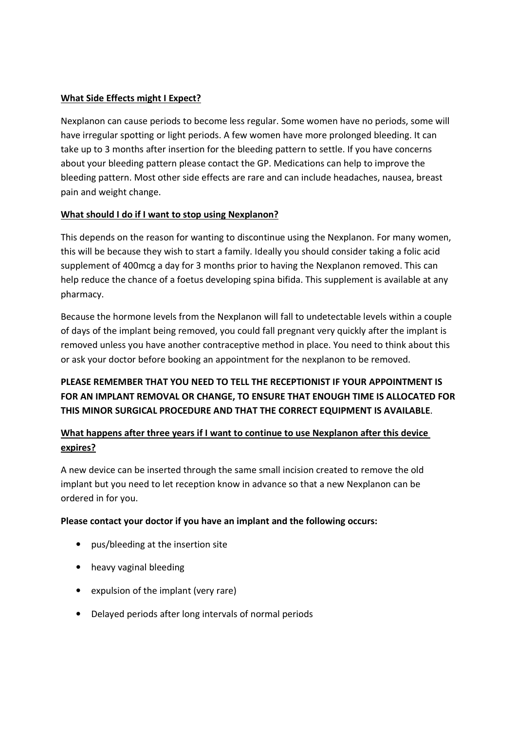**What Side Effects might I Expect?**

Nexplanon can cause periods to become less regular. Some women have no periods, some will have irregular spotting or light periods. A few women have more prolonged bleeding. It can take up to 3 months after insertion for the bleeding pattern to settle. If you have concerns about your bleeding pattern please contact the GP. Medications can help to improve the bleeding pattern. Most other side effects are rare and can include headaches, nausea, breast pain and weight change.

**What should I do if I want to stop using Nexplanon?**

This depends on the reason for wanting to discontinue using the Nexplanon. For many women, this will be because they wish to start a family. Ideally you should consider taking a folic acid supplement of 400mcg a day for 3 months prior to having the Nexplanon removed. This can help reduce the chance of a foetus developing spina bifida. This supplement is available at any pharmacy.

Because the hormone levels from the Nexplanon will fall to undetectable levels within a couple of days of the implant being removed, you could fall pregnant very quickly after the implant is removed unless you have another contraceptive method in place. You need to think about this or ask your doctor before booking an appointment for the nexplanon to be removed.

**PLEASE REMEMBER THAT YOU NEED TO TELL THE RECEPTIONIST IF YOUR APPOINTMENT IS FOR AN IMPLANT REMOVAL OR CHANGE, TO ENSURE THAT ENOUGH TIME IS ALLOCATED FOR THIS MINOR SURGICAL PROCEDURE AND THAT THE CORRECT EQUIPMENT IS AVAILABLE**.

**What happens after three years if I want to continue to use Nexplanon after this device expires?**

A new device can be inserted through the same small incision created to remove the old implant but you need to let reception know in advance so that a new Nexplanon can be ordered in for you.

**Please contact your doctor if you have an implant and the following occurs:**

- pus/bleeding at the insertion site
- heavy vaginal bleeding
- expulsion of the implant (very rare)
- Delayed periods after long intervals of normal periods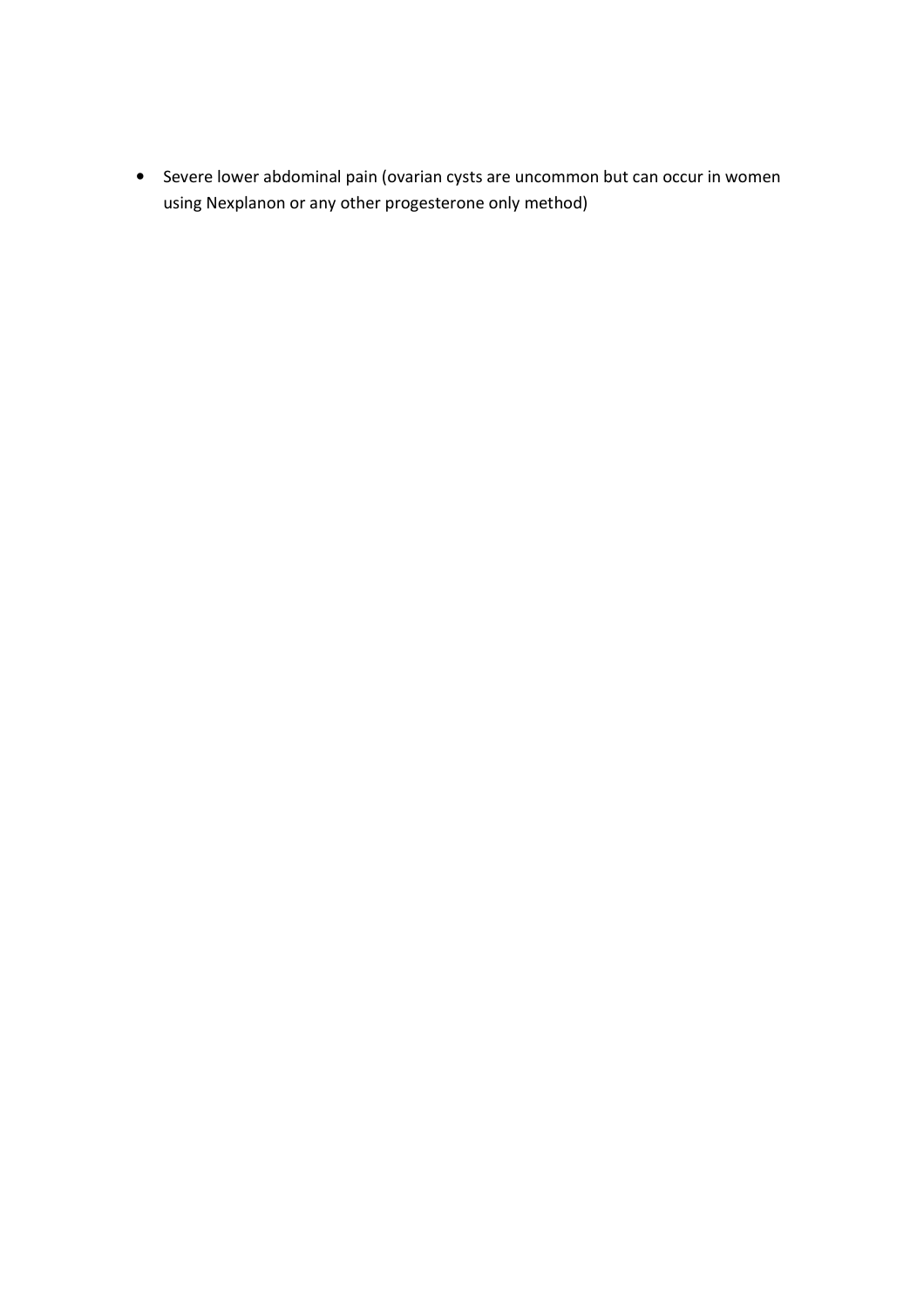- Severe lower abdominal pain (ovarian cysts are uncommon but can occur in women using Nexplanon or any other progesterone only method)